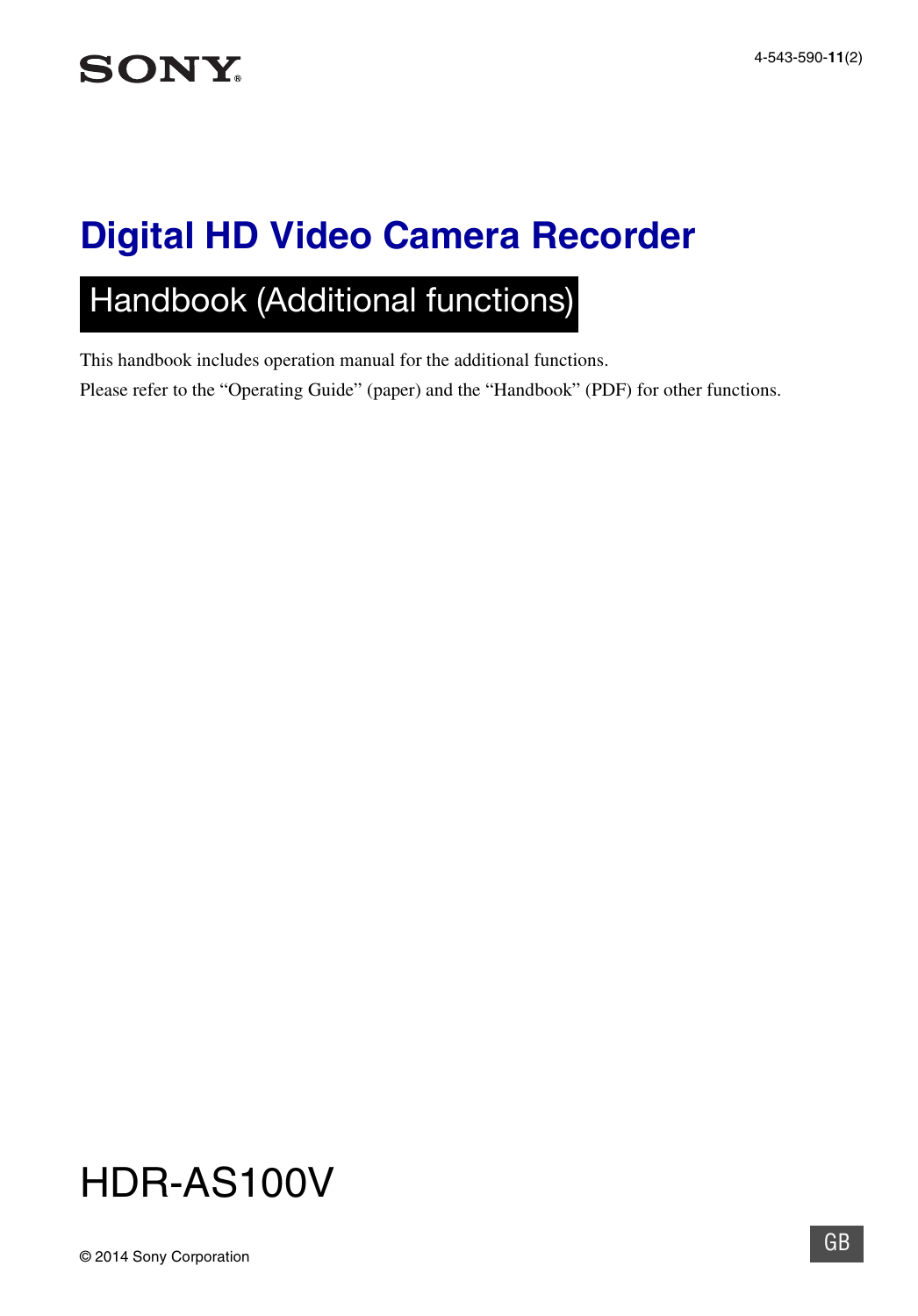SONY

4-543-590-**11**(2)

# Digital HD Video Camera Recorder

## Handbook (Additional functions)

This handbook includes operation manual for the additional functions.
Please refer to the “Operating Guide” (paper) and the “Handbook” (PDF) for other functions.

HDR-AS100V

© 2014 Sony Corporation

GB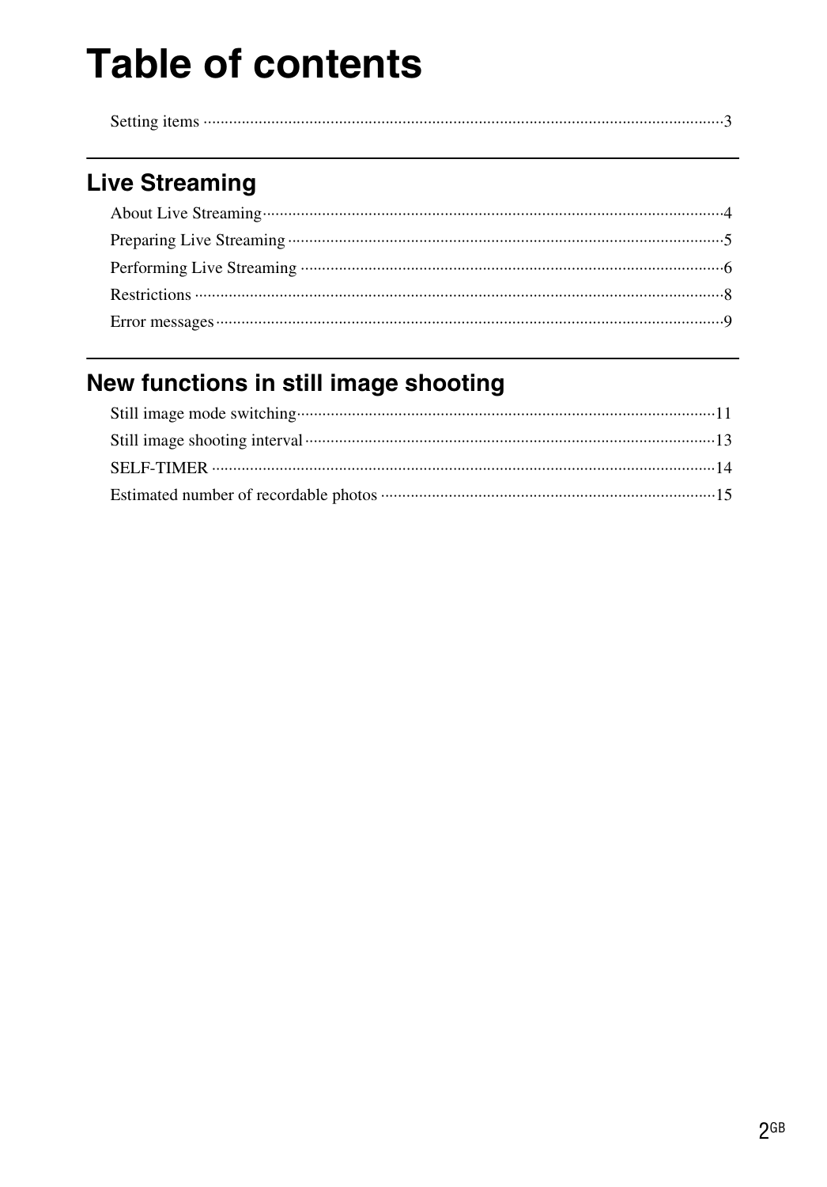# Table of contents

Setting items ........................................................................................................................ 3

## Live Streaming

About Live Streaming ......................................................................................................... 4

Preparing Live Streaming .................................................................................................... 5

Performing Live Streaming ................................................................................................. 6

Restrictions .......................................................................................................................... 8

Error messages ..................................................................................................................... 9

## New functions in still image shooting

Still image mode switching ................................................................................................ 11

Still image shooting interval .............................................................................................. 13

SELF-TIMER ..................................................................................................................... 14

Estimated number of recordable photos ............................................................................ 15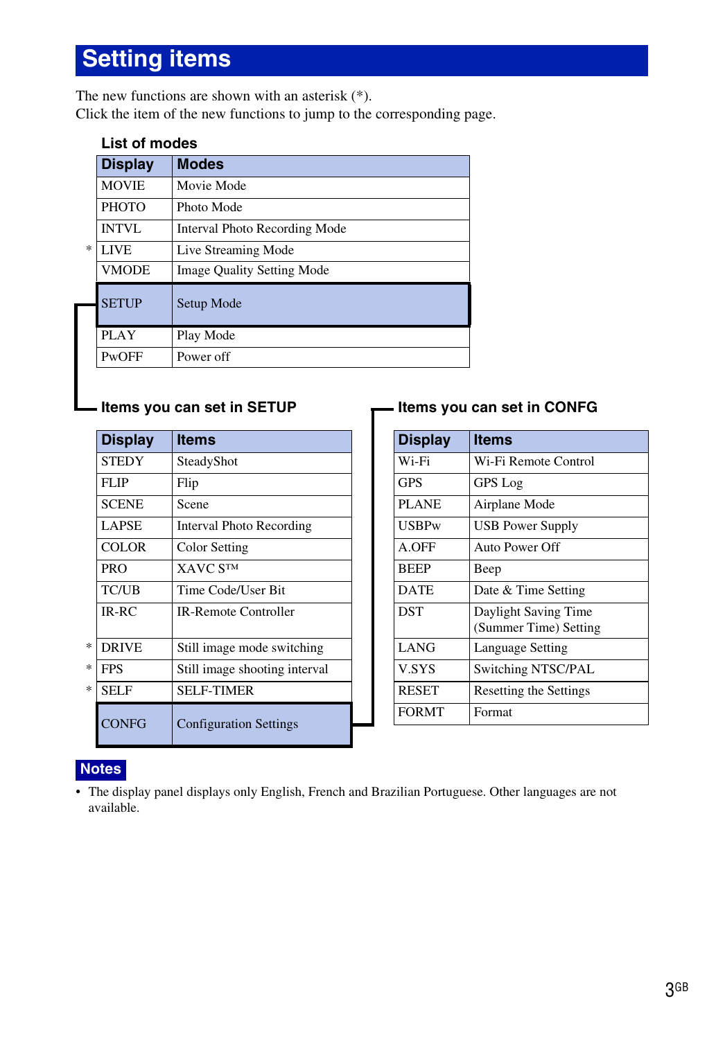# Setting items

The new functions are shown with an asterisk (*).
Click the item of the new functions to jump to the corresponding page.

### List of modes

| | Display | Modes |
|---|---|---|
| | MOVIE | Movie Mode |
| | PHOTO | Photo Mode |
| | INTVL | Interval Photo Recording Mode |
| * | LIVE | Live Streaming Mode |
| | VMODE | Image Quality Setting Mode |
| | SETUP | Setup Mode |
| | PLAY | Play Mode |
| | PwOFF | Power off |

### Items you can set in SETUP

| | Display | Items |
|---|---|---|
| | STEDY | SteadyShot |
| | FLIP | Flip |
| | SCENE | Scene |
| | LAPSE | Interval Photo Recording |
| | COLOR | Color Setting |
| | PRO | XAVC S™ |
| | TC/UB | Time Code/User Bit |
| | IR-RC | IR-Remote Controller |
| * | DRIVE | Still image mode switching |
| * | FPS | Still image shooting interval |
| * | SELF | SELF-TIMER |
| | CONFG | Configuration Settings |

### Items you can set in CONFG

| Display | Items |
|---|---|
| Wi-Fi | Wi-Fi Remote Control |
| GPS | GPS Log |
| PLANE | Airplane Mode |
| USBPw | USB Power Supply |
| A.OFF | Auto Power Off |
| BEEP | Beep |
| DATE | Date & Time Setting |
| DST | Daylight Saving Time (Summer Time) Setting |
| LANG | Language Setting |
| V.SYS | Switching NTSC/PAL |
| RESET | Resetting the Settings |
| FORMT | Format |

**Notes**

- The display panel displays only English, French and Brazilian Portuguese. Other languages are not available.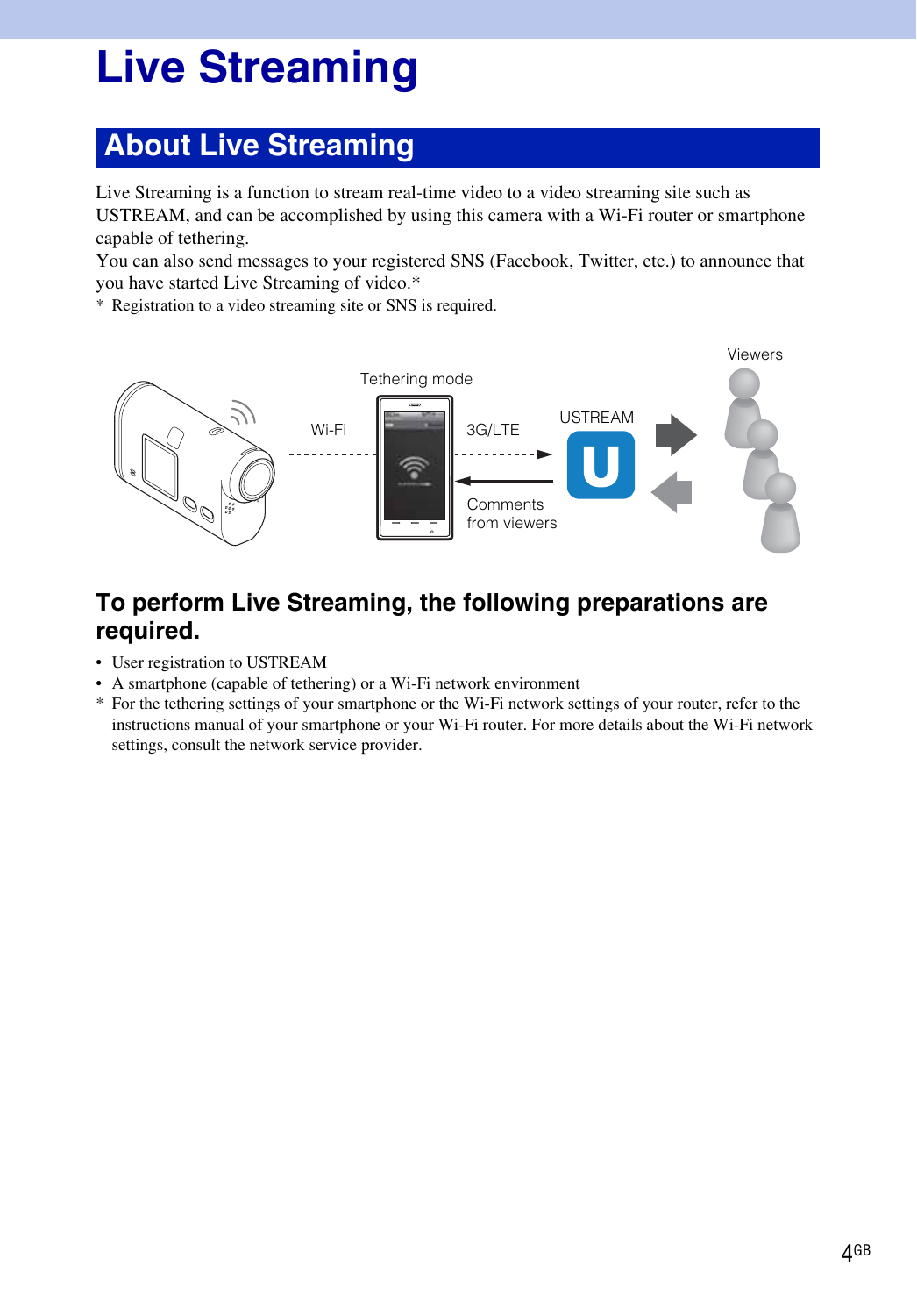# Live Streaming

## About Live Streaming

Live Streaming is a function to stream real-time video to a video streaming site such as USTREAM, and can be accomplished by using this camera with a Wi-Fi router or smartphone capable of tethering.

You can also send messages to your registered SNS (Facebook, Twitter, etc.) to announce that you have started Live Streaming of video.*

\* Registration to a video streaming site or SNS is required.

Tethering mode

Wi-Fi

3G/LTE

USTREAM

Viewers

Comments from viewers

### To perform Live Streaming, the following preparations are required.

- User registration to USTREAM
- A smartphone (capable of tethering) or a Wi-Fi network environment

\* For the tethering settings of your smartphone or the Wi-Fi network settings of your router, refer to the instructions manual of your smartphone or your Wi-Fi router. For more details about the Wi-Fi network settings, consult the network service provider.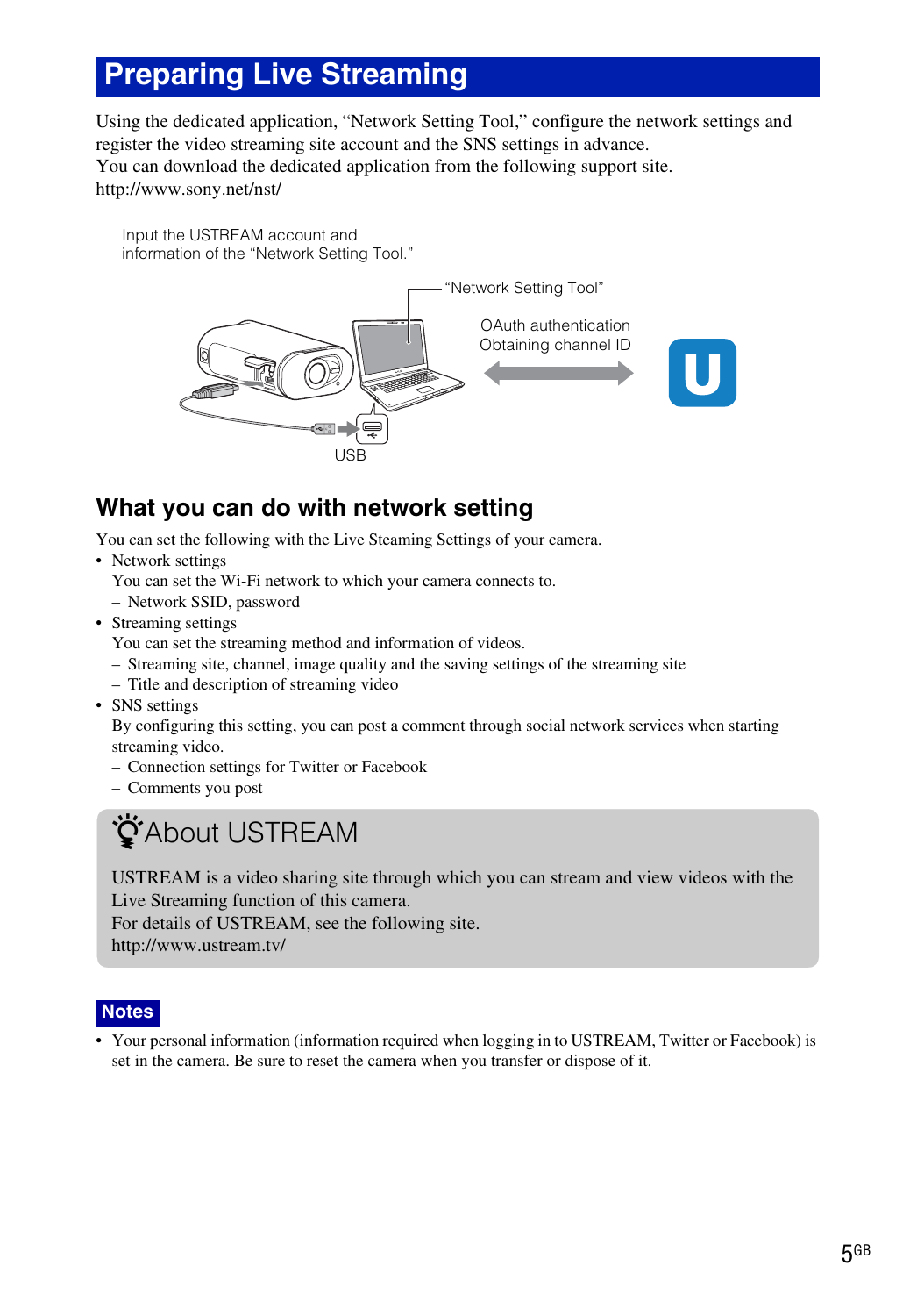# Preparing Live Streaming

Using the dedicated application, “Network Setting Tool,” configure the network settings and register the video streaming site account and the SNS settings in advance.
You can download the dedicated application from the following support site.
http://www.sony.net/nst/

Input the USTREAM account and information of the “Network Setting Tool.”

“Network Setting Tool”

OAuth authentication
Obtaining channel ID

USB

## What you can do with network setting

You can set the following with the Live Steaming Settings of your camera.

- Network settings
  You can set the Wi-Fi network to which your camera connects to.
  – Network SSID, password
- Streaming settings
  You can set the streaming method and information of videos.
  – Streaming site, channel, image quality and the saving settings of the streaming site
  – Title and description of streaming video
- SNS settings
  By configuring this setting, you can post a comment through social network services when starting streaming video.
  – Connection settings for Twitter or Facebook
  – Comments you post

### About USTREAM

USTREAM is a video sharing site through which you can stream and view videos with the Live Streaming function of this camera.
For details of USTREAM, see the following site.
http://www.ustream.tv/

**Notes**

- Your personal information (information required when logging in to USTREAM, Twitter or Facebook) is set in the camera. Be sure to reset the camera when you transfer or dispose of it.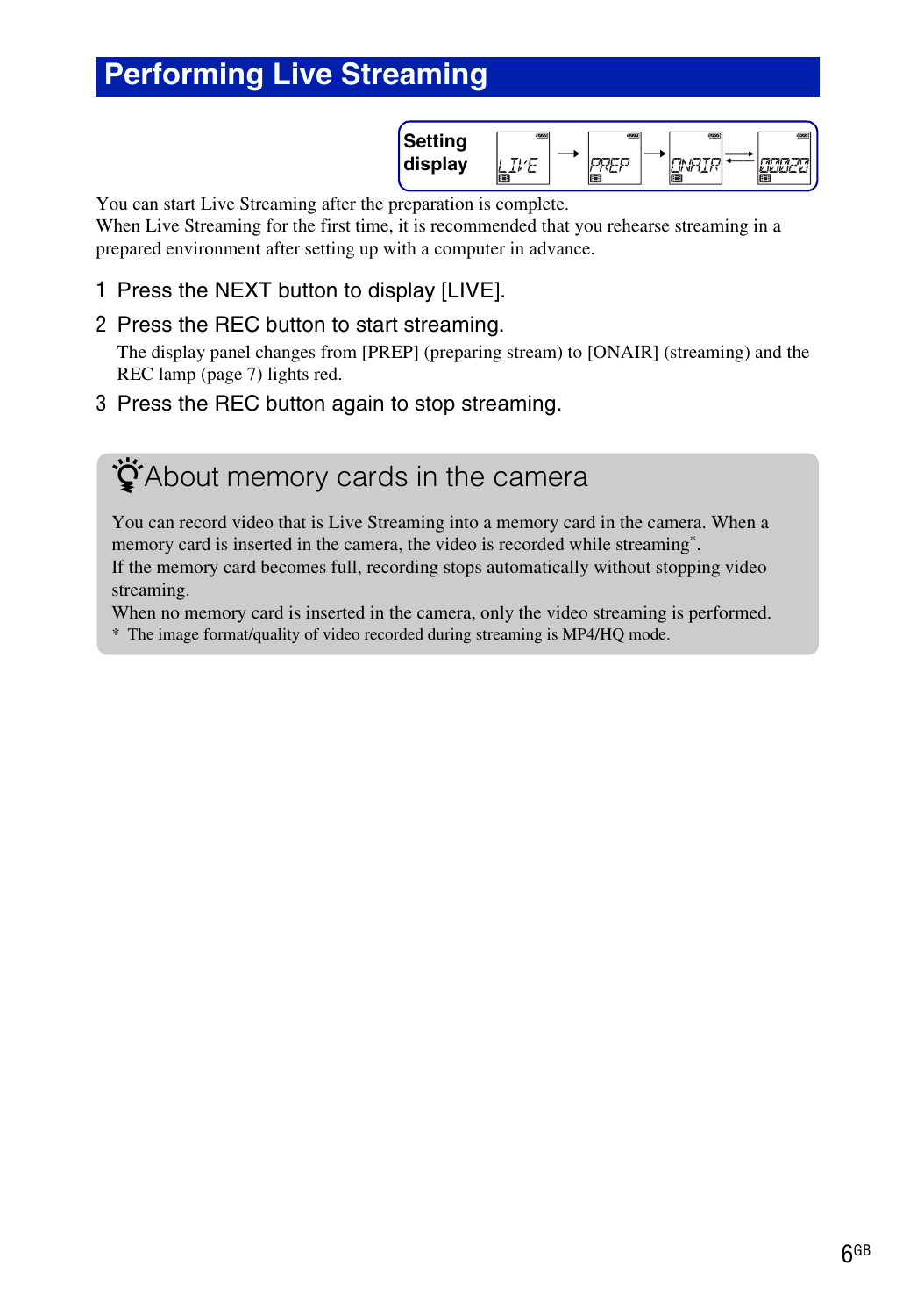# Performing Live Streaming

**Setting display** LIVE → PREP → ONAIR ⇄ 00020

You can start Live Streaming after the preparation is complete.
When Live Streaming for the first time, it is recommended that you rehearse streaming in a prepared environment after setting up with a computer in advance.

1 Press the NEXT button to display [LIVE].

2 Press the REC button to start streaming.

   The display panel changes from [PREP] (preparing stream) to [ONAIR] (streaming) and the REC lamp (page 7) lights red.

3 Press the REC button again to stop streaming.

## About memory cards in the camera

You can record video that is Live Streaming into a memory card in the camera. When a memory card is inserted in the camera, the video is recorded while streaming*.
If the memory card becomes full, recording stops automatically without stopping video streaming.
When no memory card is inserted in the camera, only the video streaming is performed.

* The image format/quality of video recorded during streaming is MP4/HQ mode.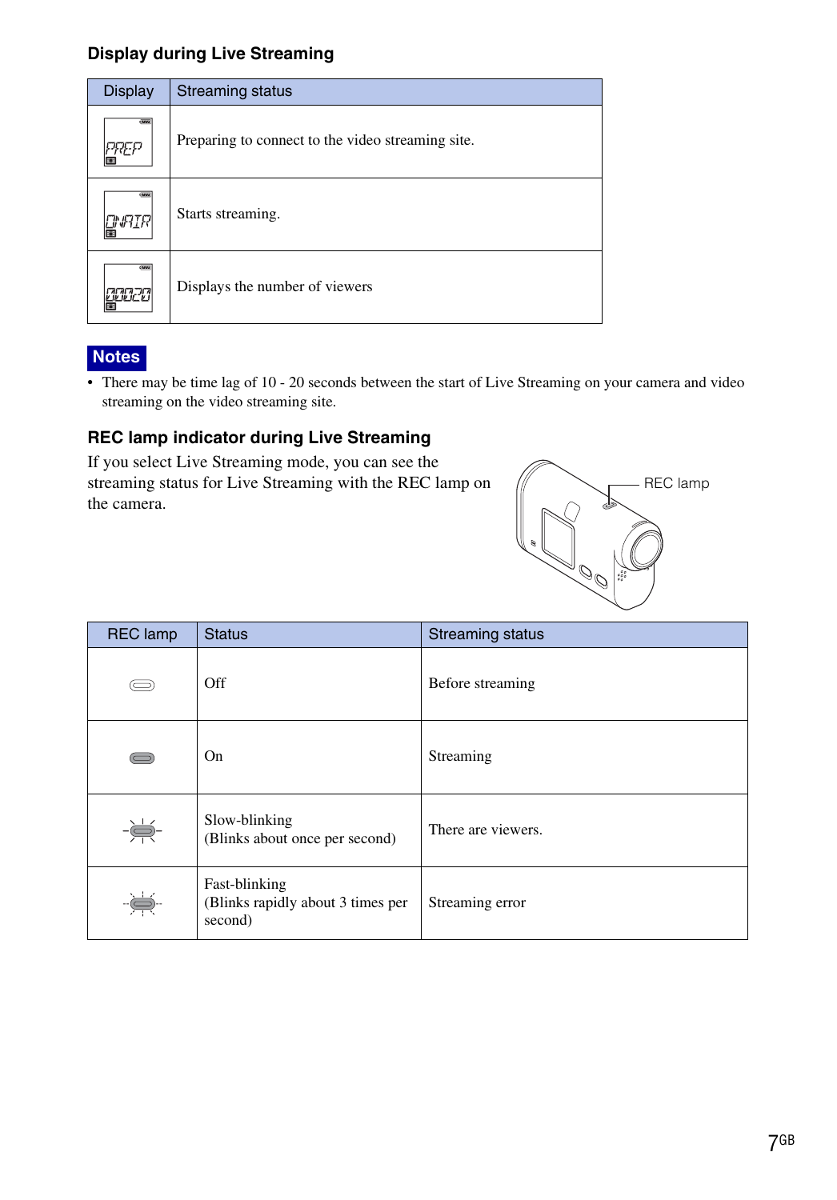### Display during Live Streaming

| Display | Streaming status |
|---|---|
| PREP | Preparing to connect to the video streaming site. |
| ONAIR | Starts streaming. |
| 00020 | Displays the number of viewers |

**Notes**

- There may be time lag of 10 - 20 seconds between the start of Live Streaming on your camera and video streaming on the video streaming site.

### REC lamp indicator during Live Streaming

If you select Live Streaming mode, you can see the streaming status for Live Streaming with the REC lamp on the camera.

REC lamp

| REC lamp | Status | Streaming status |
|---|---|---|
| | Off | Before streaming |
| | On | Streaming |
| | Slow-blinking (Blinks about once per second) | There are viewers. |
| | Fast-blinking (Blinks rapidly about 3 times per second) | Streaming error |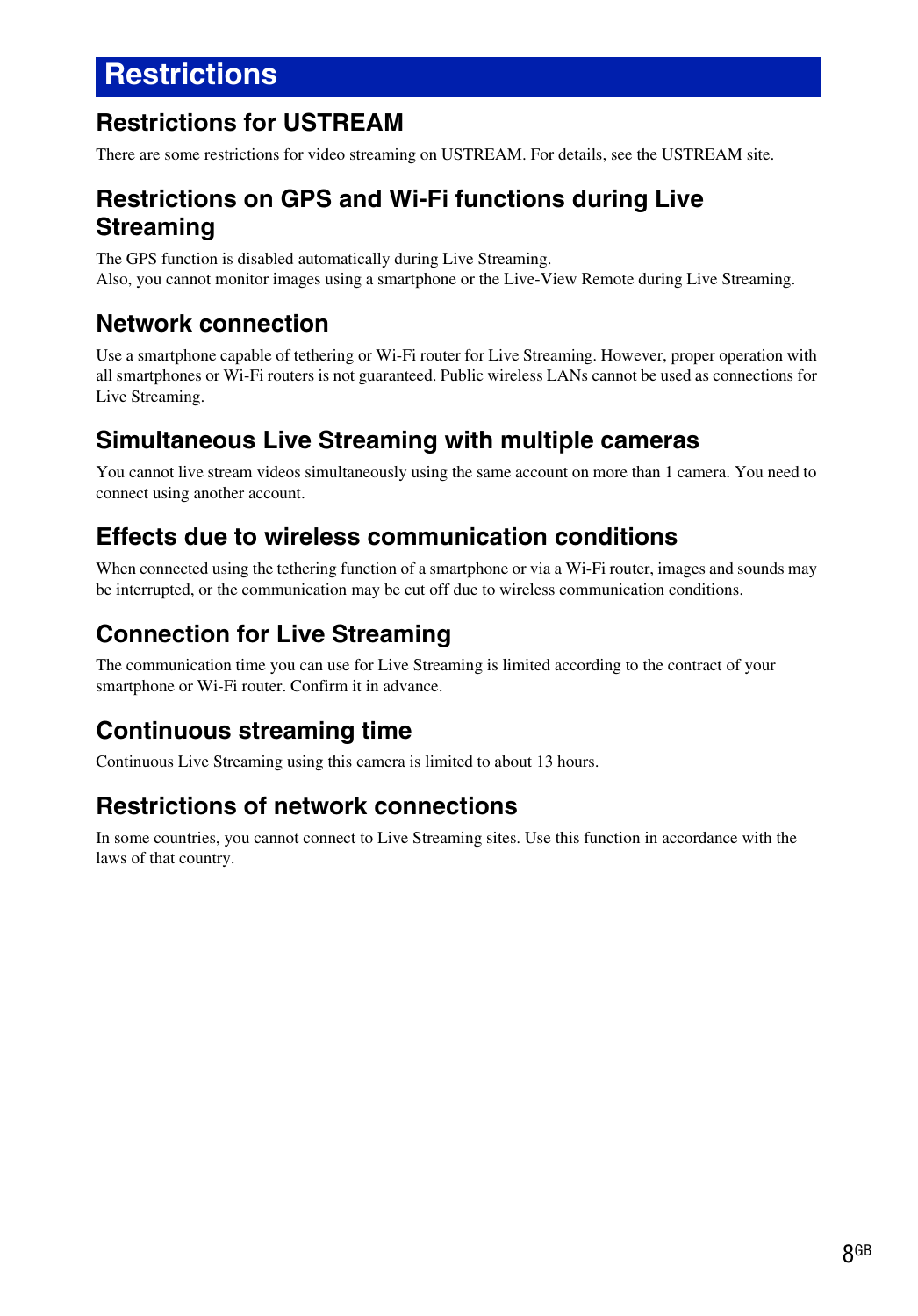# Restrictions

## Restrictions for USTREAM

There are some restrictions for video streaming on USTREAM. For details, see the USTREAM site.

## Restrictions on GPS and Wi-Fi functions during Live Streaming

The GPS function is disabled automatically during Live Streaming.
Also, you cannot monitor images using a smartphone or the Live-View Remote during Live Streaming.

## Network connection

Use a smartphone capable of tethering or Wi-Fi router for Live Streaming. However, proper operation with all smartphones or Wi-Fi routers is not guaranteed. Public wireless LANs cannot be used as connections for Live Streaming.

## Simultaneous Live Streaming with multiple cameras

You cannot live stream videos simultaneously using the same account on more than 1 camera. You need to connect using another account.

## Effects due to wireless communication conditions

When connected using the tethering function of a smartphone or via a Wi-Fi router, images and sounds may be interrupted, or the communication may be cut off due to wireless communication conditions.

## Connection for Live Streaming

The communication time you can use for Live Streaming is limited according to the contract of your smartphone or Wi-Fi router. Confirm it in advance.

## Continuous streaming time

Continuous Live Streaming using this camera is limited to about 13 hours.

## Restrictions of network connections

In some countries, you cannot connect to Live Streaming sites. Use this function in accordance with the laws of that country.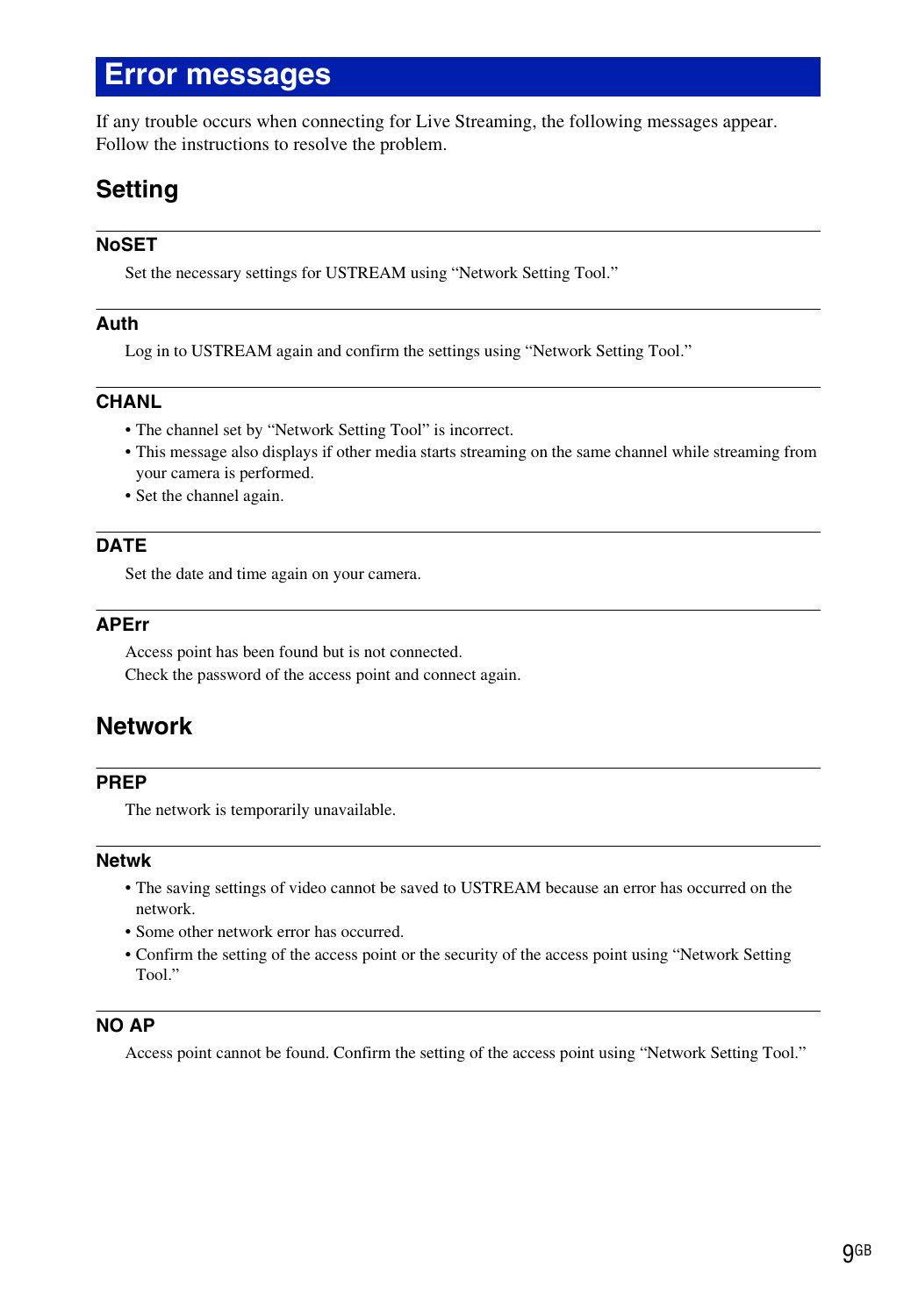# Error messages

If any trouble occurs when connecting for Live Streaming, the following messages appear. Follow the instructions to resolve the problem.

## Setting

### NoSET

Set the necessary settings for USTREAM using “Network Setting Tool.”

### Auth

Log in to USTREAM again and confirm the settings using “Network Setting Tool.”

### CHANL

- The channel set by “Network Setting Tool” is incorrect.
- This message also displays if other media starts streaming on the same channel while streaming from your camera is performed.
- Set the channel again.

### DATE

Set the date and time again on your camera.

### APErr

Access point has been found but is not connected.
Check the password of the access point and connect again.

## Network

### PREP

The network is temporarily unavailable.

### Netwk

- The saving settings of video cannot be saved to USTREAM because an error has occurred on the network.
- Some other network error has occurred.
- Confirm the setting of the access point or the security of the access point using “Network Setting Tool.”

### NO AP

Access point cannot be found. Confirm the setting of the access point using “Network Setting Tool.”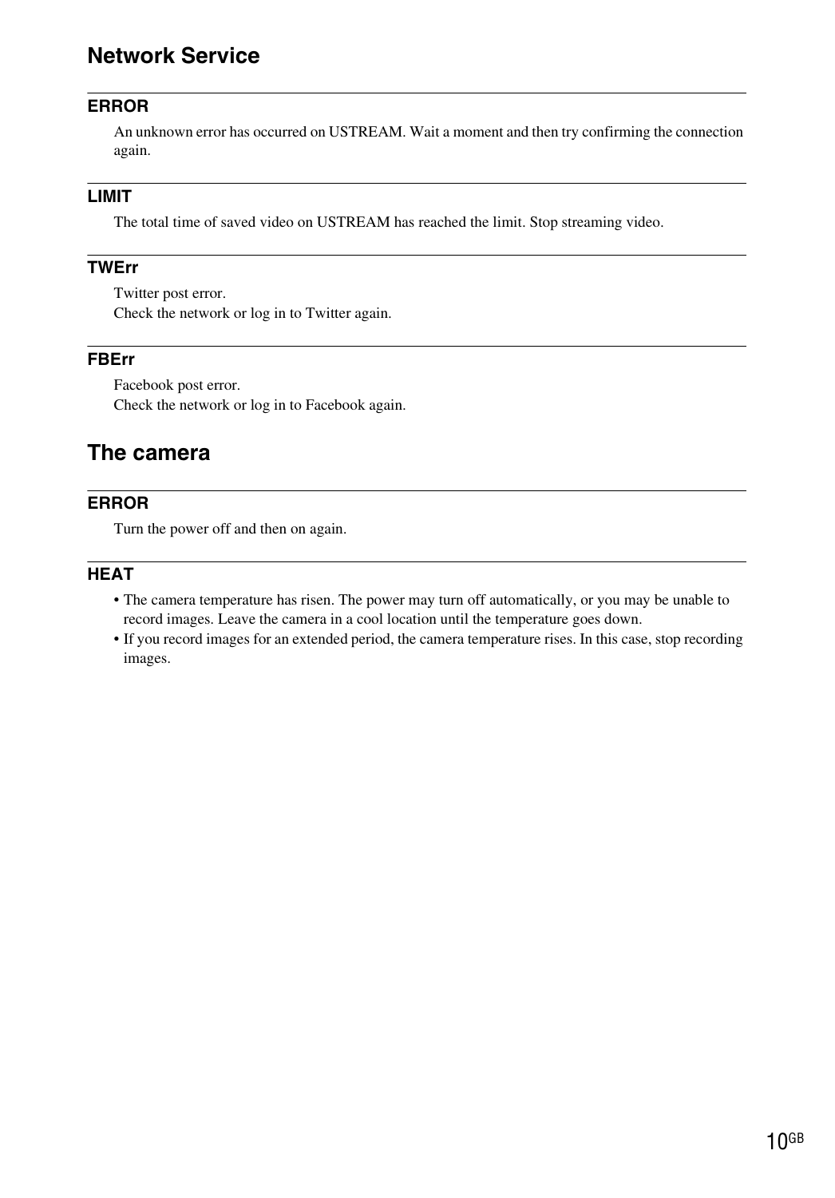## Network Service

### ERROR

An unknown error has occurred on USTREAM. Wait a moment and then try confirming the connection again.

### LIMIT

The total time of saved video on USTREAM has reached the limit. Stop streaming video.

### TWErr

Twitter post error.
Check the network or log in to Twitter again.

### FBErr

Facebook post error.
Check the network or log in to Facebook again.

## The camera

### ERROR

Turn the power off and then on again.

### HEAT

- The camera temperature has risen. The power may turn off automatically, or you may be unable to record images. Leave the camera in a cool location until the temperature goes down.
- If you record images for an extended period, the camera temperature rises. In this case, stop recording images.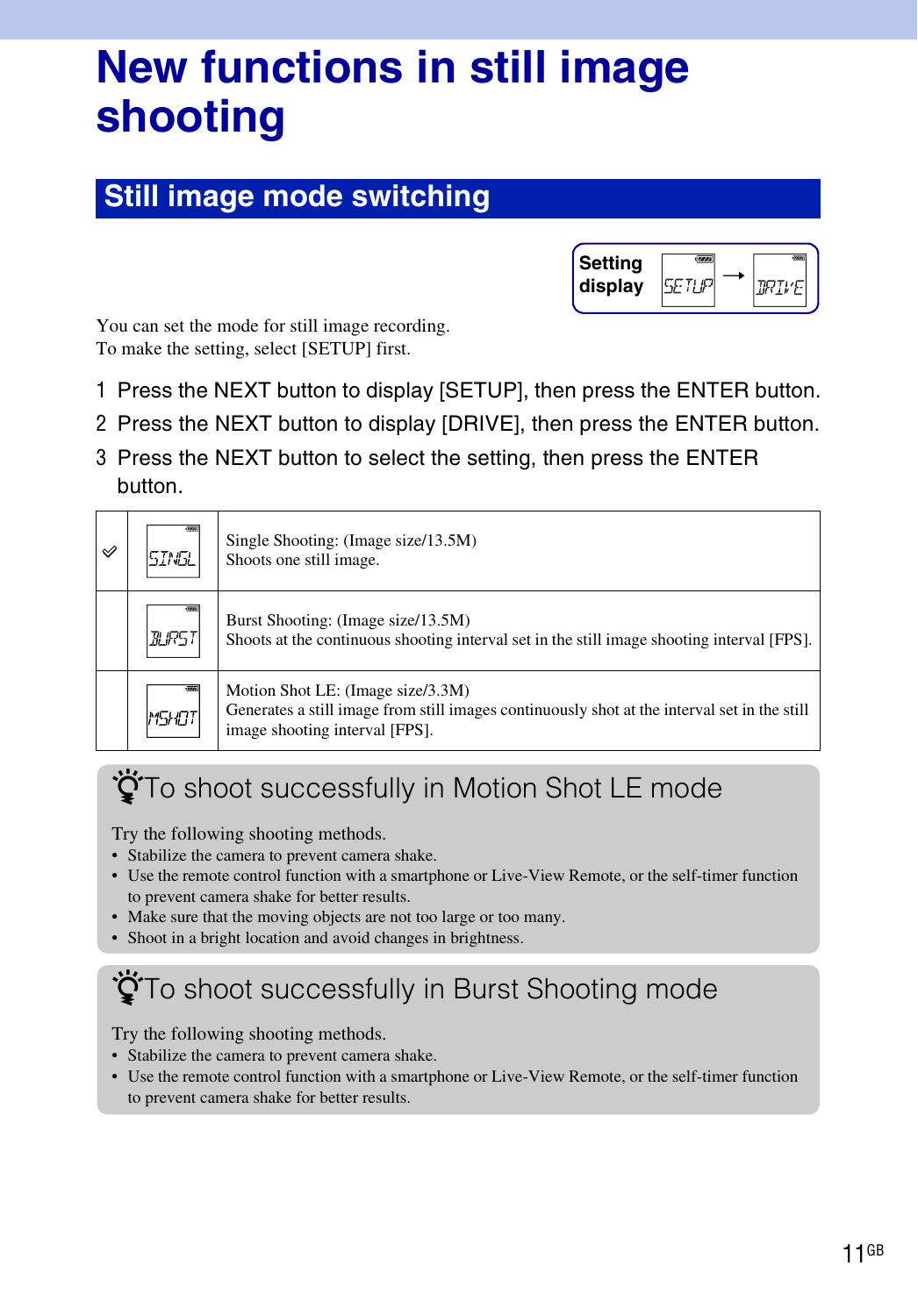# New functions in still image shooting

## Still image mode switching

**Setting display** SETUP → DRIVE

You can set the mode for still image recording.
To make the setting, select [SETUP] first.

1. Press the NEXT button to display [SETUP], then press the ENTER button.
2. Press the NEXT button to display [DRIVE], then press the ENTER button.
3. Press the NEXT button to select the setting, then press the ENTER button.

| | | |
|---|---|---|
| ✓ | SINGL | Single Shooting: (Image size/13.5M)<br>Shoots one still image. |
| | BURST | Burst Shooting: (Image size/13.5M)<br>Shoots at the continuous shooting interval set in the still image shooting interval [FPS]. |
| | MSHOT | Motion Shot LE: (Image size/3.3M)<br>Generates a still image from still images continuously shot at the interval set in the still image shooting interval [FPS]. |

### To shoot successfully in Motion Shot LE mode

Try the following shooting methods.

- Stabilize the camera to prevent camera shake.
- Use the remote control function with a smartphone or Live-View Remote, or the self-timer function to prevent camera shake for better results.
- Make sure that the moving objects are not too large or too many.
- Shoot in a bright location and avoid changes in brightness.

### To shoot successfully in Burst Shooting mode

Try the following shooting methods.

- Stabilize the camera to prevent camera shake.
- Use the remote control function with a smartphone or Live-View Remote, or the self-timer function to prevent camera shake for better results.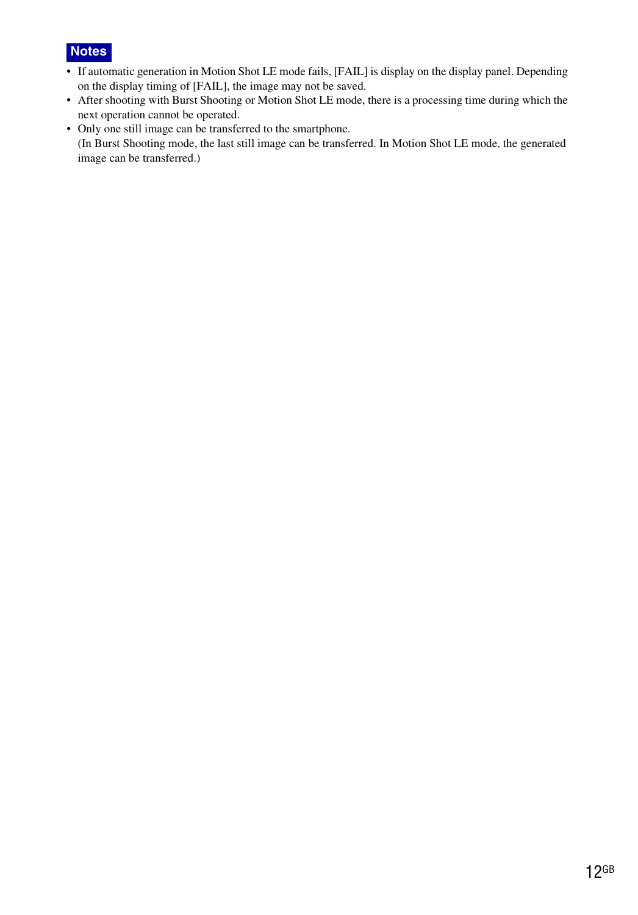**Notes**

- If automatic generation in Motion Shot LE mode fails, [FAIL] is display on the display panel. Depending on the display timing of [FAIL], the image may not be saved.
- After shooting with Burst Shooting or Motion Shot LE mode, there is a processing time during which the next operation cannot be operated.
- Only one still image can be transferred to the smartphone.
  (In Burst Shooting mode, the last still image can be transferred. In Motion Shot LE mode, the generated image can be transferred.)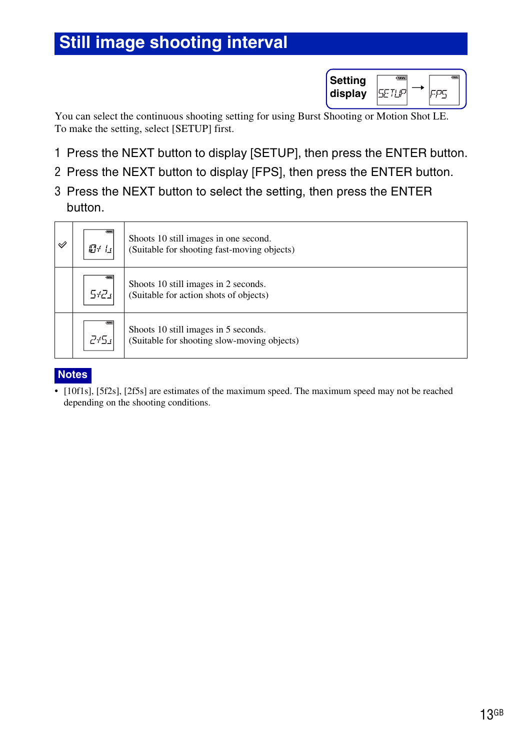# Still image shooting interval

**Setting display** SETUP → FPS

You can select the continuous shooting setting for using Burst Shooting or Motion Shot LE.
To make the setting, select [SETUP] first.

1 Press the NEXT button to display [SETUP], then press the ENTER button.

2 Press the NEXT button to display [FPS], then press the ENTER button.

3 Press the NEXT button to select the setting, then press the ENTER button.

| | | |
|---|---|---|
| ✓ | 10f1s | Shoots 10 still images in one second.<br>(Suitable for shooting fast-moving objects) |
| | 5f2s | Shoots 10 still images in 2 seconds.<br>(Suitable for action shots of objects) |
| | 2f5s | Shoots 10 still images in 5 seconds.<br>(Suitable for shooting slow-moving objects) |

**Notes**

- [10f1s], [5f2s], [2f5s] are estimates of the maximum speed. The maximum speed may not be reached depending on the shooting conditions.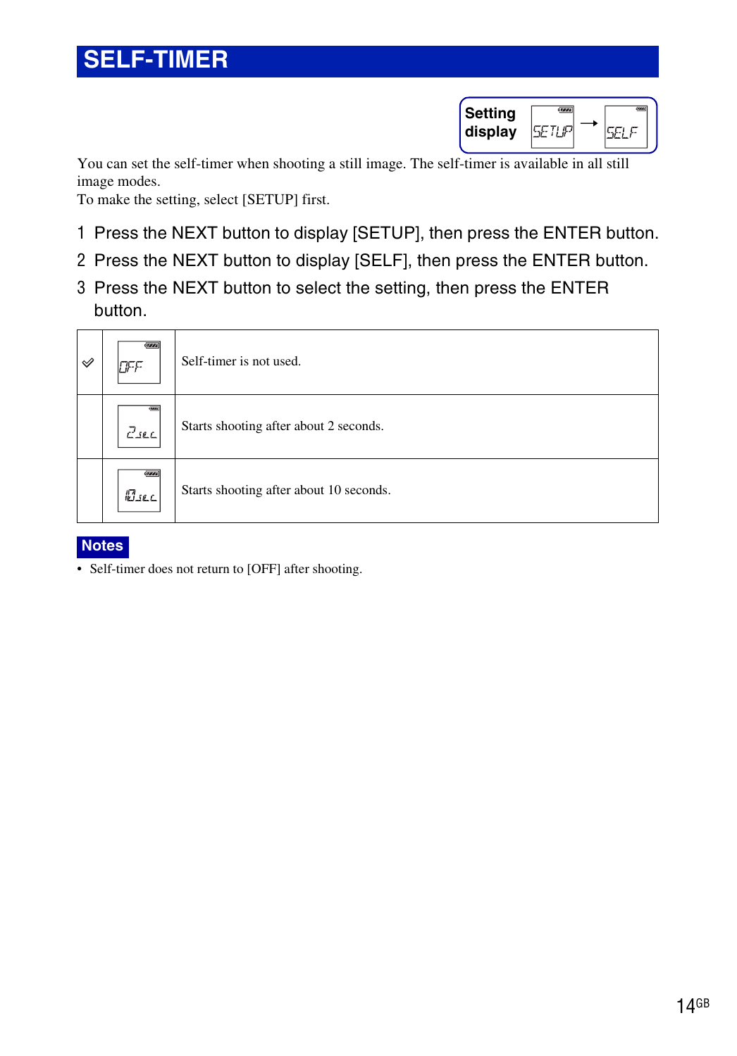# SELF-TIMER

**Setting display** SETUP → SELF

You can set the self-timer when shooting a still image. The self-timer is available in all still image modes.
To make the setting, select [SETUP] first.

1 Press the NEXT button to display [SETUP], then press the ENTER button.

2 Press the NEXT button to display [SELF], then press the ENTER button.

3 Press the NEXT button to select the setting, then press the ENTER button.

| | | |
|---|---|---|
| ✓ | OFF | Self-timer is not used. |
| | 2sec | Starts shooting after about 2 seconds. |
| | 10sec | Starts shooting after about 10 seconds. |

**Notes**

- Self-timer does not return to [OFF] after shooting.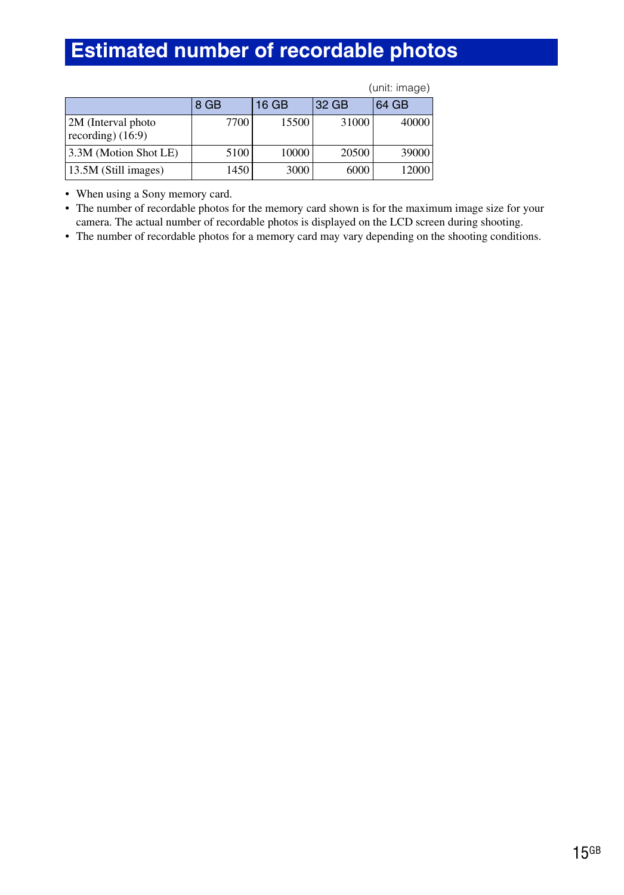# Estimated number of recordable photos

(unit: image)

| | 8 GB | 16 GB | 32 GB | 64 GB |
|---|---|---|---|---|
| 2M (Interval photo recording) (16:9) | 7700 | 15500 | 31000 | 40000 |
| 3.3M (Motion Shot LE) | 5100 | 10000 | 20500 | 39000 |
| 13.5M (Still images) | 1450 | 3000 | 6000 | 12000 |

- When using a Sony memory card.
- The number of recordable photos for the memory card shown is for the maximum image size for your camera. The actual number of recordable photos is displayed on the LCD screen during shooting.
- The number of recordable photos for a memory card may vary depending on the shooting conditions.